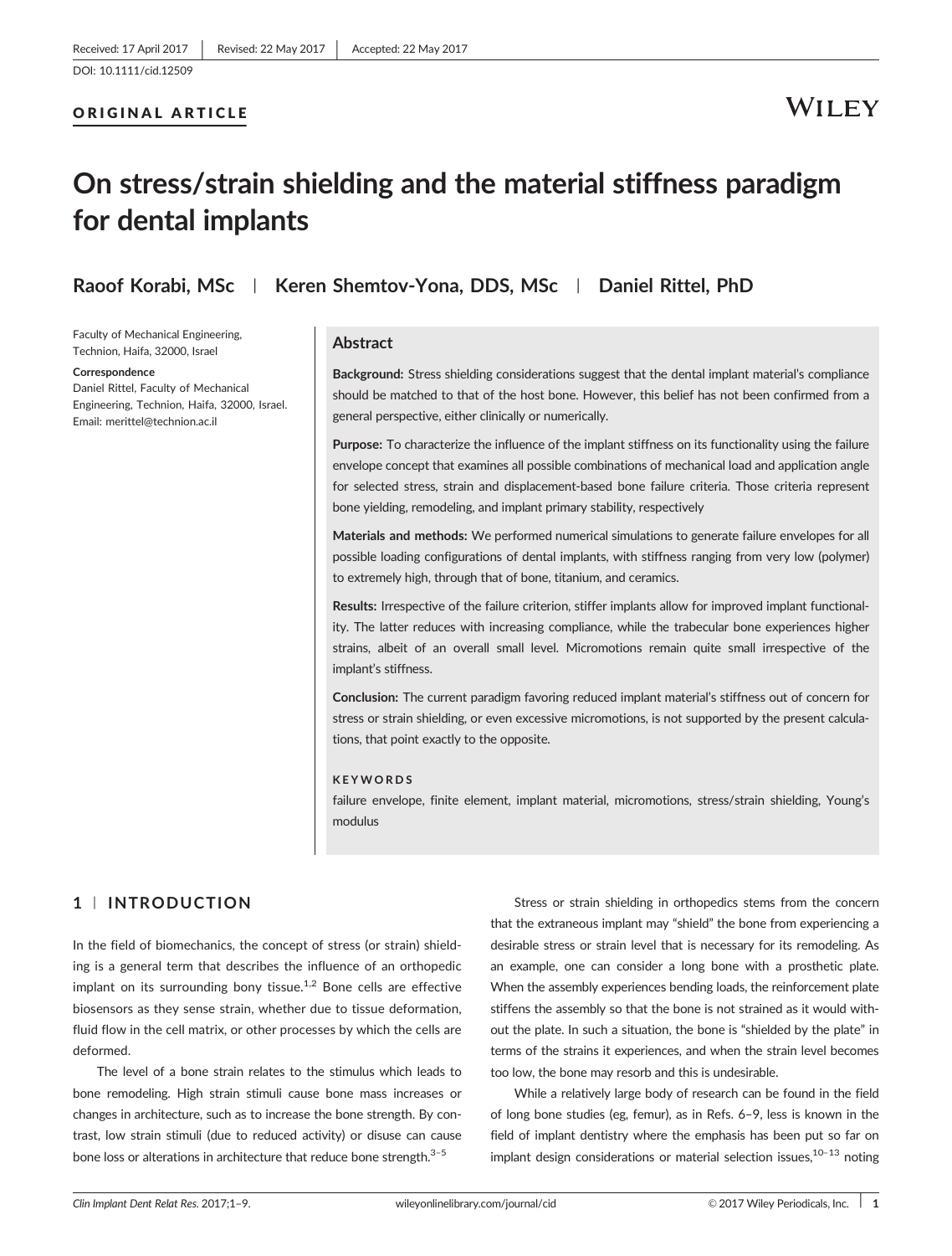Received: 17 April 2017 | Revised: 22 May 2017 | Accepted: 22 May 2017

DOI: 10.1111/cid.12509

ORIGINAL ARTICLE

# On stress/strain shielding and the material stiffness paradigm for dental implants

**Raoof Korabi, MSc | Keren Shemtov-Yona, DDS, MSc | Daniel Rittel, PhD**

Faculty of Mechanical Engineering, Technion, Haifa, 32000, Israel

**Correspondence**
Daniel Rittel, Faculty of Mechanical Engineering, Technion, Haifa, 32000, Israel.
Email: merittel@technion.ac.il

## Abstract

**Background:** Stress shielding considerations suggest that the dental implant material's compliance should be matched to that of the host bone. However, this belief has not been confirmed from a general perspective, either clinically or numerically.

**Purpose:** To characterize the influence of the implant stiffness on its functionality using the failure envelope concept that examines all possible combinations of mechanical load and application angle for selected stress, strain and displacement-based bone failure criteria. Those criteria represent bone yielding, remodeling, and implant primary stability, respectively

**Materials and methods:** We performed numerical simulations to generate failure envelopes for all possible loading configurations of dental implants, with stiffness ranging from very low (polymer) to extremely high, through that of bone, titanium, and ceramics.

**Results:** Irrespective of the failure criterion, stiffer implants allow for improved implant functionality. The latter reduces with increasing compliance, while the trabecular bone experiences higher strains, albeit of an overall small level. Micromotions remain quite small irrespective of the implant's stiffness.

**Conclusion:** The current paradigm favoring reduced implant material's stiffness out of concern for stress or strain shielding, or even excessive micromotions, is not supported by the present calculations, that point exactly to the opposite.

**KEYWORDS**

failure envelope, finite element, implant material, micromotions, stress/strain shielding, Young's modulus

## 1 | INTRODUCTION

In the field of biomechanics, the concept of stress (or strain) shielding is a general term that describes the influence of an orthopedic implant on its surrounding bony tissue.[1,2] Bone cells are effective biosensors as they sense strain, whether due to tissue deformation, fluid flow in the cell matrix, or other processes by which the cells are deformed.

The level of a bone strain relates to the stimulus which leads to bone remodeling. High strain stimuli cause bone mass increases or changes in architecture, such as to increase the bone strength. By contrast, low strain stimuli (due to reduced activity) or disuse can cause bone loss or alterations in architecture that reduce bone strength.[3–5]

Stress or strain shielding in orthopedics stems from the concern that the extraneous implant may "shield" the bone from experiencing a desirable stress or strain level that is necessary for its remodeling. As an example, one can consider a long bone with a prosthetic plate. When the assembly experiences bending loads, the reinforcement plate stiffens the assembly so that the bone is not strained as it would without the plate. In such a situation, the bone is "shielded by the plate" in terms of the strains it experiences, and when the strain level becomes too low, the bone may resorb and this is undesirable.

While a relatively large body of research can be found in the field of long bone studies (eg, femur), as in Refs. 6–9, less is known in the field of implant dentistry where the emphasis has been put so far on implant design considerations or material selection issues,[10–13] noting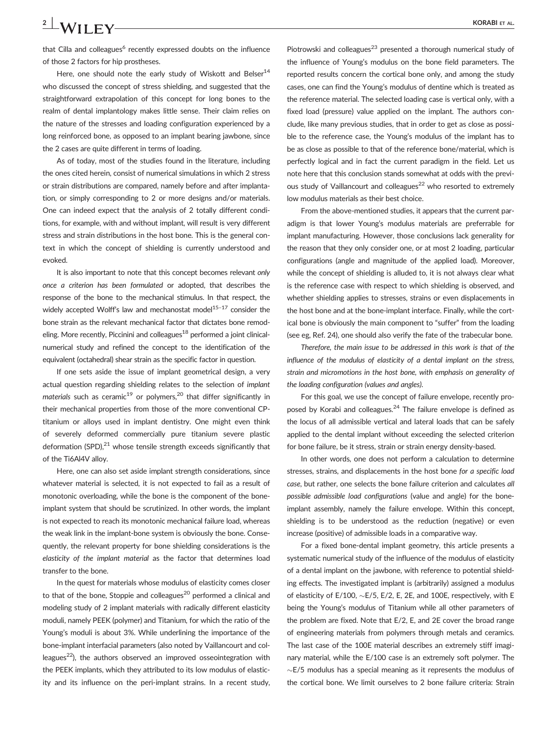that Cilla and colleagues[6] recently expressed doubts on the influence of those 2 factors for hip prostheses.

Here, one should note the early study of Wiskott and Belser[14] who discussed the concept of stress shielding, and suggested that the straightforward extrapolation of this concept for long bones to the realm of dental implantology makes little sense. Their claim relies on the nature of the stresses and loading configuration experienced by a long reinforced bone, as opposed to an implant bearing jawbone, since the 2 cases are quite different in terms of loading.

As of today, most of the studies found in the literature, including the ones cited herein, consist of numerical simulations in which 2 stress or strain distributions are compared, namely before and after implantation, or simply corresponding to 2 or more designs and/or materials. One can indeed expect that the analysis of 2 totally different conditions, for example, with and without implant, will result is very different stress and strain distributions in the host bone. This is the general context in which the concept of shielding is currently understood and evoked.

It is also important to note that this concept becomes relevant *only once a criterion has been formulated* or adopted, that describes the response of the bone to the mechanical stimulus. In that respect, the widely accepted Wolff's law and mechanostat model[15–17] consider the bone strain as the relevant mechanical factor that dictates bone remodeling. More recently, Piccinini and colleagues[18] performed a joint clinical-numerical study and refined the concept to the identification of the equivalent (octahedral) shear strain as the specific factor in question.

If one sets aside the issue of implant geometrical design, a very actual question regarding shielding relates to the selection of *implant materials* such as ceramic[19] or polymers,[20] that differ significantly in their mechanical properties from those of the more conventional CP-titanium or alloys used in implant dentistry. One might even think of severely deformed commercially pure titanium severe plastic deformation (SPD),[21] whose tensile strength exceeds significantly that of the Ti6Al4V alloy.

Here, one can also set aside implant strength considerations, since whatever material is selected, it is not expected to fail as a result of monotonic overloading, while the bone is the component of the bone-implant system that should be scrutinized. In other words, the implant is not expected to reach its monotonic mechanical failure load, whereas the weak link in the implant-bone system is obviously the bone. Consequently, the relevant property for bone shielding considerations is the *elasticity of the implant material* as the factor that determines load transfer to the bone.

In the quest for materials whose modulus of elasticity comes closer to that of the bone, Stoppie and colleagues[20] performed a clinical and modeling study of 2 implant materials with radically different elasticity moduli, namely PEEK (polymer) and Titanium, for which the ratio of the Young's moduli is about 3%. While underlining the importance of the bone-implant interfacial parameters (also noted by Vaillancourt and colleagues[22]), the authors observed an improved osseointegration with the PEEK implants, which they attributed to its low modulus of elasticity and its influence on the peri-implant strains. In a recent study, Piotrowski and colleagues[23] presented a thorough numerical study of the influence of Young's modulus on the bone field parameters. The reported results concern the cortical bone only, and among the study cases, one can find the Young's modulus of dentine which is treated as the reference material. The selected loading case is vertical only, with a fixed load (pressure) value applied on the implant. The authors conclude, like many previous studies, that in order to get as close as possible to the reference case, the Young's modulus of the implant has to be as close as possible to that of the reference bone/material, which is perfectly logical and in fact the current paradigm in the field. Let us note here that this conclusion stands somewhat at odds with the previous study of Vaillancourt and colleagues[22] who resorted to extremely low modulus materials as their best choice.

From the above-mentioned studies, it appears that the current paradigm is that lower Young's modulus materials are preferrable for implant manufacturing. However, those conclusions lack generality for the reason that they only consider one, or at most 2 loading, particular configurations (angle and magnitude of the applied load). Moreover, while the concept of shielding is alluded to, it is not always clear what is the reference case with respect to which shielding is observed, and whether shielding applies to stresses, strains or even displacements in the host bone and at the bone-implant interface. Finally, while the cortical bone is obviously the main component to "suffer" from the loading (see eg, Ref. 24), one should also verify the fate of the trabecular bone.

*Therefore, the main issue to be addressed in this work is that of the influence of the modulus of elasticity of a dental implant on the stress, strain and micromotions in the host bone, with emphasis on generality of the loading configuration (values and angles).*

For this goal, we use the concept of failure envelope, recently proposed by Korabi and colleagues.[24] The failure envelope is defined as the locus of all admissible vertical and lateral loads that can be safely applied to the dental implant without exceeding the selected criterion for bone failure, be it stress, strain or strain energy density-based.

In other words, one does not perform a calculation to determine stresses, strains, and displacements in the host bone *for a specific load case*, but rather, one selects the bone failure criterion and calculates *all possible admissible load configurations* (value and angle) for the bone-implant assembly, namely the failure envelope. Within this concept, shielding is to be understood as the reduction (negative) or even increase (positive) of admissible loads in a comparative way.

For a fixed bone-dental implant geometry, this article presents a systematic numerical study of the influence of the modulus of elasticity of a dental implant on the jawbone, with reference to potential shielding effects. The investigated implant is (arbitrarily) assigned a modulus of elasticity of E/100, ~E/5, E/2, E, 2E, and 100E, respectively, with E being the Young's modulus of Titanium while all other parameters of the problem are fixed. Note that E/2, E, and 2E cover the broad range of engineering materials from polymers through metals and ceramics. The last case of the 100E material describes an extremely stiff imaginary material, while the E/100 case is an extremely soft polymer. The ~E/5 modulus has a special meaning as it represents the modulus of the cortical bone. We limit ourselves to 2 bone failure criteria: Strain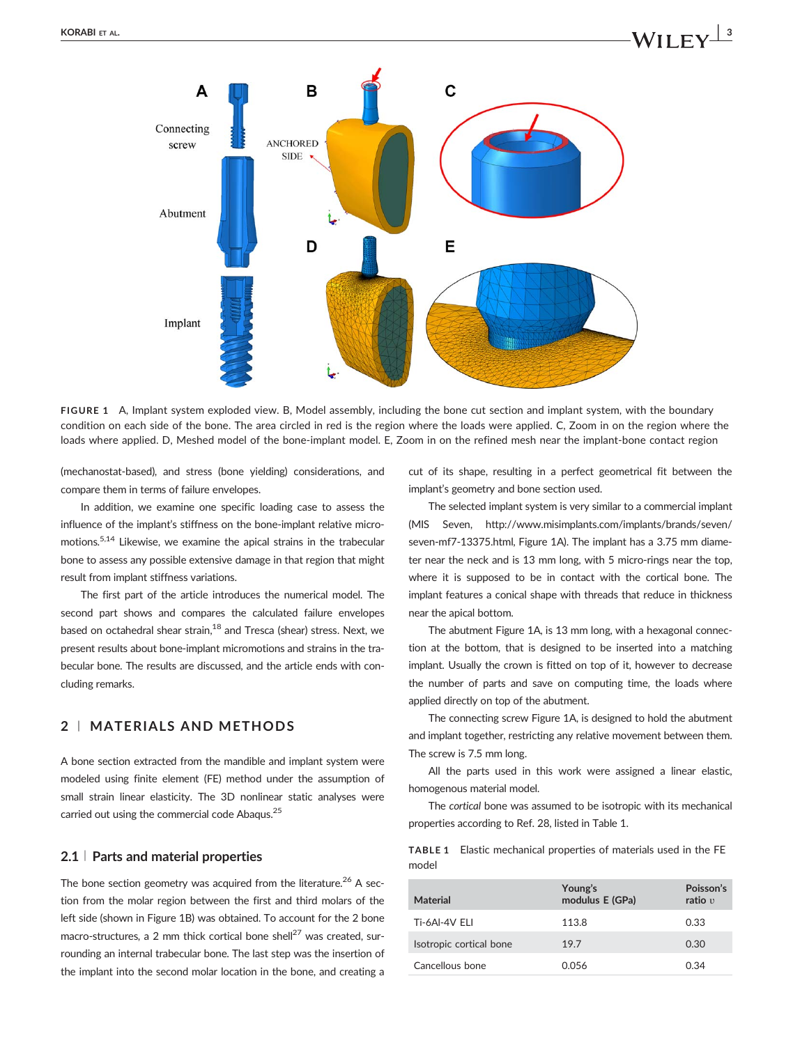FIGURE 1 A, Implant system exploded view. B, Model assembly, including the bone cut section and implant system, with the boundary condition on each side of the bone. The area circled in red is the region where the loads were applied. C, Zoom in on the region where the loads where applied. D, Meshed model of the bone-implant model. E, Zoom in on the refined mesh near the implant-bone contact region

(mechanostat-based), and stress (bone yielding) considerations, and compare them in terms of failure envelopes.

In addition, we examine one specific loading case to assess the influence of the implant's stiffness on the bone-implant relative micromotions.[5,14] Likewise, we examine the apical strains in the trabecular bone to assess any possible extensive damage in that region that might result from implant stiffness variations.

The first part of the article introduces the numerical model. The second part shows and compares the calculated failure envelopes based on octahedral shear strain,[18] and Tresca (shear) stress. Next, we present results about bone-implant micromotions and strains in the trabecular bone. The results are discussed, and the article ends with concluding remarks.

## 2 | MATERIALS AND METHODS

A bone section extracted from the mandible and implant system were modeled using finite element (FE) method under the assumption of small strain linear elasticity. The 3D nonlinear static analyses were carried out using the commercial code Abaqus.[25]

### 2.1 | Parts and material properties

The bone section geometry was acquired from the literature.[26] A section from the molar region between the first and third molars of the left side (shown in Figure 1B) was obtained. To account for the 2 bone macro-structures, a 2 mm thick cortical bone shell[27] was created, surrounding an internal trabecular bone. The last step was the insertion of the implant into the second molar location in the bone, and creating a cut of its shape, resulting in a perfect geometrical fit between the implant's geometry and bone section used.

The selected implant system is very similar to a commercial implant (MIS Seven, http://www.misimplants.com/implants/brands/seven/seven-mf7-13375.html, Figure 1A). The implant has a 3.75 mm diameter near the neck and is 13 mm long, with 5 micro-rings near the top, where it is supposed to be in contact with the cortical bone. The implant features a conical shape with threads that reduce in thickness near the apical bottom.

The abutment Figure 1A, is 13 mm long, with a hexagonal connection at the bottom, that is designed to be inserted into a matching implant. Usually the crown is fitted on top of it, however to decrease the number of parts and save on computing time, the loads where applied directly on top of the abutment.

The connecting screw Figure 1A, is designed to hold the abutment and implant together, restricting any relative movement between them. The screw is 7.5 mm long.

All the parts used in this work were assigned a linear elastic, homogenous material model.

The *cortical* bone was assumed to be isotropic with its mechanical properties according to Ref. 28, listed in Table 1.

TABLE 1 Elastic mechanical properties of materials used in the FE model

| Material | Young's modulus E (GPa) | Poisson's ratio $\upsilon$ |
|---|---|---|
| Ti-6Al-4V ELI | 113.8 | 0.33 |
| Isotropic cortical bone | 19.7 | 0.30 |
| Cancellous bone | 0.056 | 0.34 |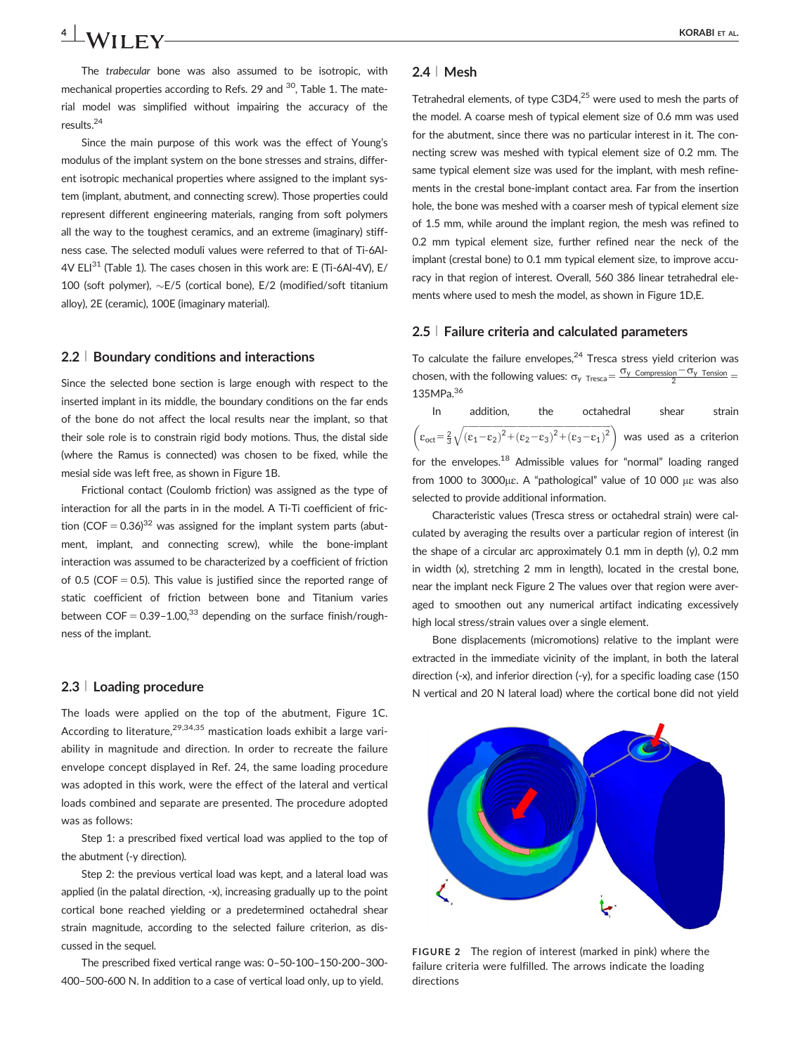The *trabecular* bone was also assumed to be isotropic, with mechanical properties according to Refs. 29 and [30], Table 1. The material model was simplified without impairing the accuracy of the results.[24]

Since the main purpose of this work was the effect of Young's modulus of the implant system on the bone stresses and strains, different isotropic mechanical properties where assigned to the implant system (implant, abutment, and connecting screw). Those properties could represent different engineering materials, ranging from soft polymers all the way to the toughest ceramics, and an extreme (imaginary) stiffness case. The selected moduli values were referred to that of Ti-6Al-4V ELI[31] (Table 1). The cases chosen in this work are: E (Ti-6Al-4V), E/100 (soft polymer), ~E/5 (cortical bone), E/2 (modified/soft titanium alloy), 2E (ceramic), 100E (imaginary material).

### 2.2 | Boundary conditions and interactions

Since the selected bone section is large enough with respect to the inserted implant in its middle, the boundary conditions on the far ends of the bone do not affect the local results near the implant, so that their sole role is to constrain rigid body motions. Thus, the distal side (where the Ramus is connected) was chosen to be fixed, while the mesial side was left free, as shown in Figure 1B.

Frictional contact (Coulomb friction) was assigned as the type of interaction for all the parts in in the model. A Ti-Ti coefficient of friction (COF = 0.36)[32] was assigned for the implant system parts (abutment, implant, and connecting screw), while the bone-implant interaction was assumed to be characterized by a coefficient of friction of 0.5 (COF = 0.5). This value is justified since the reported range of static coefficient of friction between bone and Titanium varies between COF = 0.39–1.00,[33] depending on the surface finish/roughness of the implant.

### 2.3 | Loading procedure

The loads were applied on the top of the abutment, Figure 1C. According to literature,[29,34,35] mastication loads exhibit a large variability in magnitude and direction. In order to recreate the failure envelope concept displayed in Ref. 24, the same loading procedure was adopted in this work, were the effect of the lateral and vertical loads combined and separate are presented. The procedure adopted was as follows:

Step 1: a prescribed fixed vertical load was applied to the top of the abutment (-y direction).

Step 2: the previous vertical load was kept, and a lateral load was applied (in the palatal direction, -x), increasing gradually up to the point cortical bone reached yielding or a predetermined octahedral shear strain magnitude, according to the selected failure criterion, as discussed in the sequel.

The prescribed fixed vertical range was: 0–50–100–150–200–300–400–500–600 N. In addition to a case of vertical load only, up to yield.

### 2.4 | Mesh

Tetrahedral elements, of type C3D4,[25] were used to mesh the parts of the model. A coarse mesh of typical element size of 0.6 mm was used for the abutment, since there was no particular interest in it. The connecting screw was meshed with typical element size of 0.2 mm. The same typical element size was used for the implant, with mesh refinements in the crestal bone-implant contact area. Far from the insertion hole, the bone was meshed with a coarser mesh of typical element size of 1.5 mm, while around the implant region, the mesh was refined to 0.2 mm typical element size, further refined near the neck of the implant (crestal bone) to 0.1 mm typical element size, to improve accuracy in that region of interest. Overall, 560 386 linear tetrahedral elements where used to mesh the model, as shown in Figure 1D,E.

### 2.5 | Failure criteria and calculated parameters

To calculate the failure envelopes,[24] Tresca stress yield criterion was chosen, with the following values: $\sigma_{y\ Tresca} = \frac{\sigma_{y\ Compression} - \sigma_{y\ Tension}}{2} = 135\text{MPa}$.[36]

In addition, the octahedral shear strain $\left(\varepsilon_{oct} = \frac{2}{3}\sqrt{(\varepsilon_1-\varepsilon_2)^2+(\varepsilon_2-\varepsilon_3)^2+(\varepsilon_3-\varepsilon_1)^2}\right)$ was used as a criterion for the envelopes.[18] Admissible values for "normal" loading ranged from 1000 to 3000$\mu\varepsilon$. A "pathological" value of 10 000 $\mu\varepsilon$ was also selected to provide additional information.

Characteristic values (Tresca stress or octahedral strain) were calculated by averaging the results over a particular region of interest (in the shape of a circular arc approximately 0.1 mm in depth (y), 0.2 mm in width (x), stretching 2 mm in length), located in the crestal bone, near the implant neck Figure 2 The values over that region were averaged to smoothen out any numerical artifact indicating excessively high local stress/strain values over a single element.

Bone displacements (micromotions) relative to the implant were extracted in the immediate vicinity of the implant, in both the lateral direction (-x), and inferior direction (-y), for a specific loading case (150 N vertical and 20 N lateral load) where the cortical bone did not yield

FIGURE 2 The region of interest (marked in pink) where the failure criteria were fulfilled. The arrows indicate the loading directions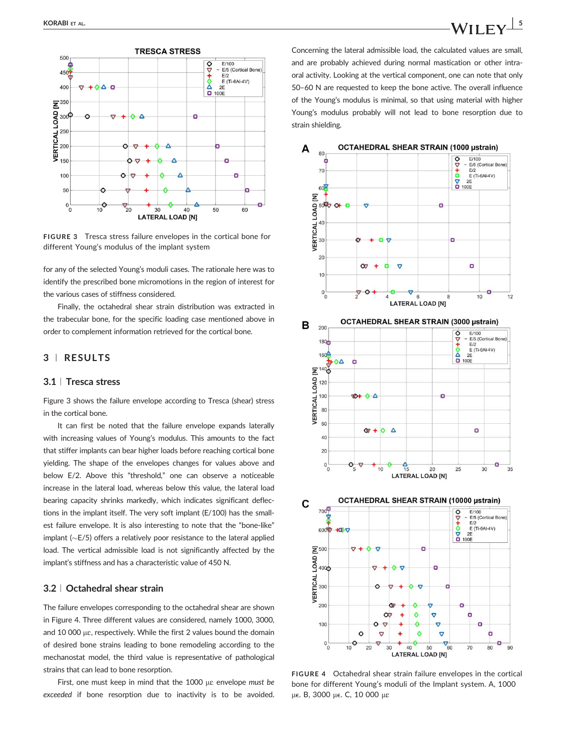FIGURE 3 Tresca stress failure envelopes in the cortical bone for different Young's modulus of the implant system

for any of the selected Young's moduli cases. The rationale here was to identify the prescribed bone micromotions in the region of interest for the various cases of stiffness considered.

Finally, the octahedral shear strain distribution was extracted in the trabecular bone, for the specific loading case mentioned above in order to complement information retrieved for the cortical bone.

## 3 | RESULTS

### 3.1 | Tresca stress

Figure 3 shows the failure envelope according to Tresca (shear) stress in the cortical bone.

It can first be noted that the failure envelope expands laterally with increasing values of Young's modulus. This amounts to the fact that stiffer implants can bear higher loads before reaching cortical bone yielding. The shape of the envelopes changes for values above and below E/2. Above this "threshold," one can observe a noticeable increase in the lateral load, whereas below this value, the lateral load bearing capacity shrinks markedly, which indicates significant deflections in the implant itself. The very soft implant (E/100) has the smallest failure envelope. It is also interesting to note that the "bone-like" implant (~E/5) offers a relatively poor resistance to the lateral applied load. The vertical admissible load is not significantly affected by the implant's stiffness and has a characteristic value of 450 N.

### 3.2 | Octahedral shear strain

The failure envelopes corresponding to the octahedral shear are shown in Figure 4. Three different values are considered, namely 1000, 3000, and 10 000 με, respectively. While the first 2 values bound the domain of desired bone strains leading to bone remodeling according to the mechanostat model, the third value is representative of pathological strains that can lead to bone resorption.

First, one must keep in mind that the 1000 με envelope *must be exceeded* if bone resorption due to inactivity is to be avoided. Concerning the lateral admissible load, the calculated values are small, and are probably achieved during normal mastication or other intra-oral activity. Looking at the vertical component, one can note that only 50–60 N are requested to keep the bone active. The overall influence of the Young's modulus is minimal, so that using material with higher Young's modulus probably will not lead to bone resorption due to strain shielding.

FIGURE 4 Octahedral shear strain failure envelopes in the cortical bone for different Young's moduli of the Implant system. A, 1000 με. B, 3000 με. C, 10 000 με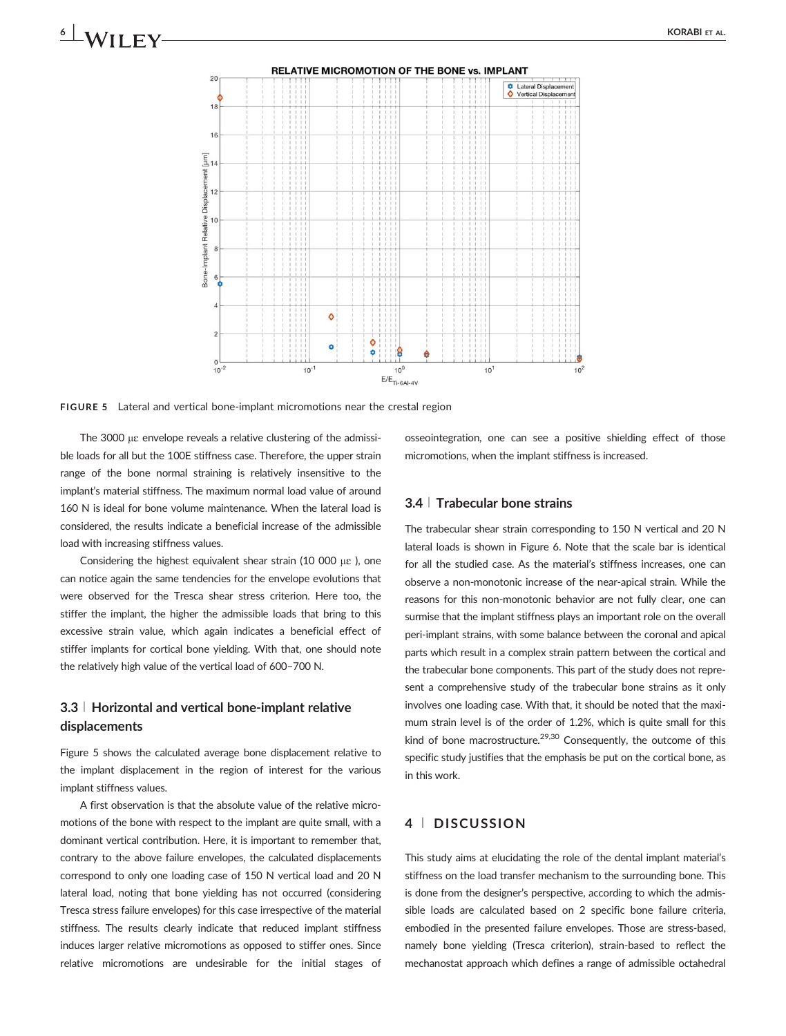FIGURE 5 Lateral and vertical bone-implant micromotions near the crestal region

The 3000 με envelope reveals a relative clustering of the admissible loads for all but the 100E stiffness case. Therefore, the upper strain range of the bone normal straining is relatively insensitive to the implant's material stiffness. The maximum normal load value of around 160 N is ideal for bone volume maintenance. When the lateral load is considered, the results indicate a beneficial increase of the admissible load with increasing stiffness values.

Considering the highest equivalent shear strain (10 000 με ), one can notice again the same tendencies for the envelope evolutions that were observed for the Tresca shear stress criterion. Here too, the stiffer the implant, the higher the admissible loads that bring to this excessive strain value, which again indicates a beneficial effect of stiffer implants for cortical bone yielding. With that, one should note the relatively high value of the vertical load of 600–700 N.

## 3.3 | Horizontal and vertical bone-implant relative displacements

Figure 5 shows the calculated average bone displacement relative to the implant displacement in the region of interest for the various implant stiffness values.

A first observation is that the absolute value of the relative micromotions of the bone with respect to the implant are quite small, with a dominant vertical contribution. Here, it is important to remember that, contrary to the above failure envelopes, the calculated displacements correspond to only one loading case of 150 N vertical load and 20 N lateral load, noting that bone yielding has not occurred (considering Tresca stress failure envelopes) for this case irrespective of the material stiffness. The results clearly indicate that reduced implant stiffness induces larger relative micromotions as opposed to stiffer ones. Since relative micromotions are undesirable for the initial stages of osseointegration, one can see a positive shielding effect of those micromotions, when the implant stiffness is increased.

## 3.4 | Trabecular bone strains

The trabecular shear strain corresponding to 150 N vertical and 20 N lateral loads is shown in Figure 6. Note that the scale bar is identical for all the studied case. As the material's stiffness increases, one can observe a non-monotonic increase of the near-apical strain. While the reasons for this non-monotonic behavior are not fully clear, one can surmise that the implant stiffness plays an important role on the overall peri-implant strains, with some balance between the coronal and apical parts which result in a complex strain pattern between the cortical and the trabecular bone components. This part of the study does not represent a comprehensive study of the trabecular bone strains as it only involves one loading case. With that, it should be noted that the maximum strain level is of the order of 1.2%, which is quite small for this kind of bone macrostructure.[29,30] Consequently, the outcome of this specific study justifies that the emphasis be put on the cortical bone, as in this work.

# 4 | DISCUSSION

This study aims at elucidating the role of the dental implant material's stiffness on the load transfer mechanism to the surrounding bone. This is done from the designer's perspective, according to which the admissible loads are calculated based on 2 specific bone failure criteria, embodied in the presented failure envelopes. Those are stress-based, namely bone yielding (Tresca criterion), strain-based to reflect the mechanostat approach which defines a range of admissible octahedral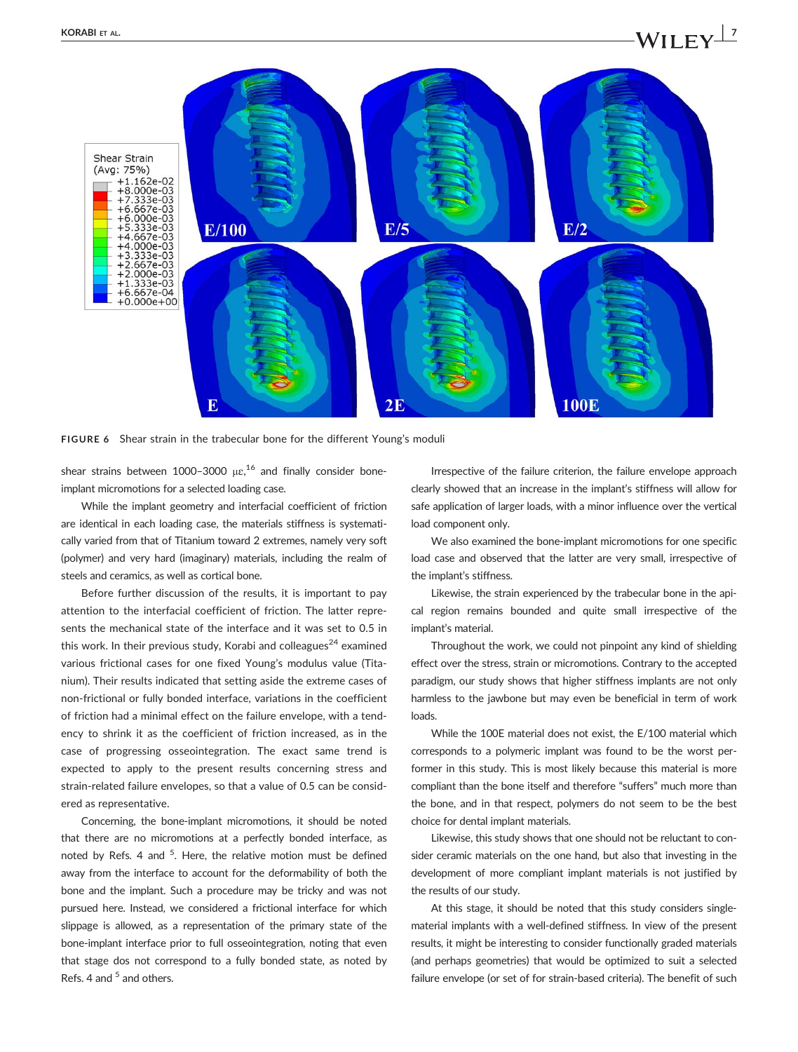FIGURE 6 Shear strain in the trabecular bone for the different Young's moduli

shear strains between 1000–3000 $\mu\varepsilon$,[16] and finally consider bone-implant micromotions for a selected loading case.

While the implant geometry and interfacial coefficient of friction are identical in each loading case, the materials stiffness is systematically varied from that of Titanium toward 2 extremes, namely very soft (polymer) and very hard (imaginary) materials, including the realm of steels and ceramics, as well as cortical bone.

Before further discussion of the results, it is important to pay attention to the interfacial coefficient of friction. The latter represents the mechanical state of the interface and it was set to 0.5 in this work. In their previous study, Korabi and colleagues[24] examined various frictional cases for one fixed Young's modulus value (Titanium). Their results indicated that setting aside the extreme cases of non-frictional or fully bonded interface, variations in the coefficient of friction had a minimal effect on the failure envelope, with a tendency to shrink it as the coefficient of friction increased, as in the case of progressing osseointegration. The exact same trend is expected to apply to the present results concerning stress and strain-related failure envelopes, so that a value of 0.5 can be considered as representative.

Concerning, the bone-implant micromotions, it should be noted that there are no micromotions at a perfectly bonded interface, as noted by Refs. 4 and [5]. Here, the relative motion must be defined away from the interface to account for the deformability of both the bone and the implant. Such a procedure may be tricky and was not pursued here. Instead, we considered a frictional interface for which slippage is allowed, as a representation of the primary state of the bone-implant interface prior to full osseointegration, noting that even that stage dos not correspond to a fully bonded state, as noted by Refs. 4 and [5] and others.

Irrespective of the failure criterion, the failure envelope approach clearly showed that an increase in the implant's stiffness will allow for safe application of larger loads, with a minor influence over the vertical load component only.

We also examined the bone-implant micromotions for one specific load case and observed that the latter are very small, irrespective of the implant's stiffness.

Likewise, the strain experienced by the trabecular bone in the apical region remains bounded and quite small irrespective of the implant's material.

Throughout the work, we could not pinpoint any kind of shielding effect over the stress, strain or micromotions. Contrary to the accepted paradigm, our study shows that higher stiffness implants are not only harmless to the jawbone but may even be beneficial in term of work loads.

While the 100E material does not exist, the E/100 material which corresponds to a polymeric implant was found to be the worst performer in this study. This is most likely because this material is more compliant than the bone itself and therefore "suffers" much more than the bone, and in that respect, polymers do not seem to be the best choice for dental implant materials.

Likewise, this study shows that one should not be reluctant to consider ceramic materials on the one hand, but also that investing in the development of more compliant implant materials is not justified by the results of our study.

At this stage, it should be noted that this study considers single-material implants with a well-defined stiffness. In view of the present results, it might be interesting to consider functionally graded materials (and perhaps geometries) that would be optimized to suit a selected failure envelope (or set of for strain-based criteria). The benefit of such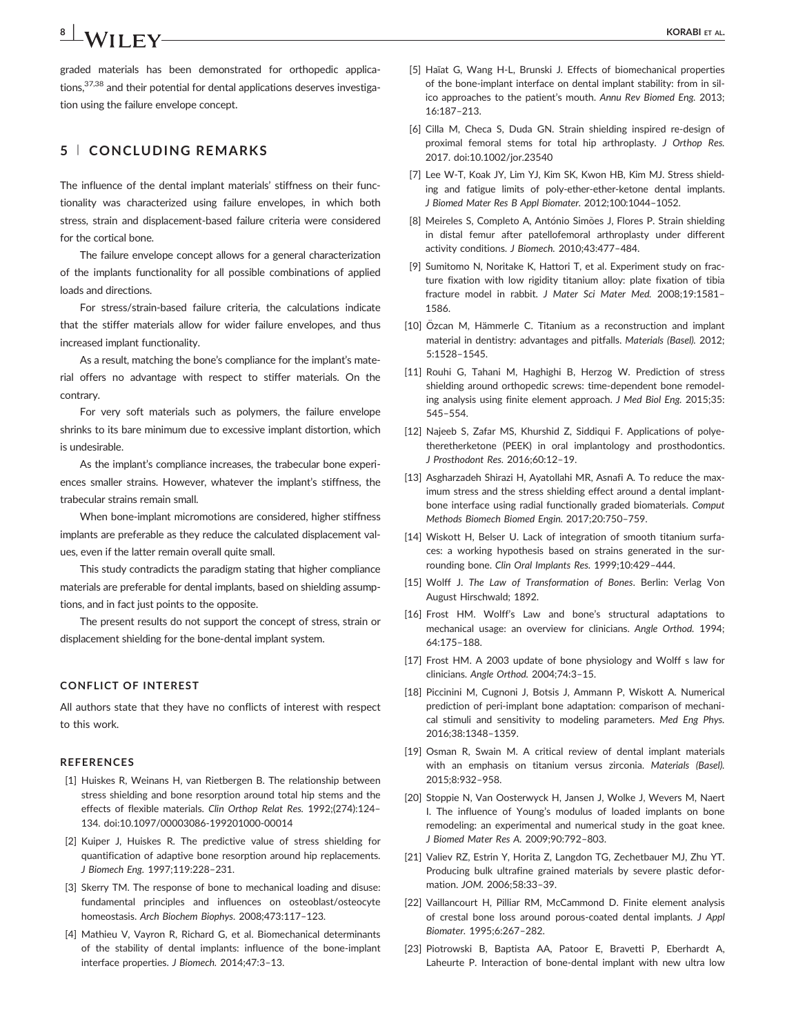graded materials has been demonstrated for orthopedic applications,[37,38] and their potential for dental applications deserves investigation using the failure envelope concept.

## 5 | CONCLUDING REMARKS

The influence of the dental implant materials' stiffness on their functionality was characterized using failure envelopes, in which both stress, strain and displacement-based failure criteria were considered for the cortical bone.

The failure envelope concept allows for a general characterization of the implants functionality for all possible combinations of applied loads and directions.

For stress/strain-based failure criteria, the calculations indicate that the stiffer materials allow for wider failure envelopes, and thus increased implant functionality.

As a result, matching the bone's compliance for the implant's material offers no advantage with respect to stiffer materials. On the contrary.

For very soft materials such as polymers, the failure envelope shrinks to its bare minimum due to excessive implant distortion, which is undesirable.

As the implant's compliance increases, the trabecular bone experiences smaller strains. However, whatever the implant's stiffness, the trabecular strains remain small.

When bone-implant micromotions are considered, higher stiffness implants are preferable as they reduce the calculated displacement values, even if the latter remain overall quite small.

This study contradicts the paradigm stating that higher compliance materials are preferable for dental implants, based on shielding assumptions, and in fact just points to the opposite.

The present results do not support the concept of stress, strain or displacement shielding for the bone-dental implant system.

### CONFLICT OF INTEREST

All authors state that they have no conflicts of interest with respect to this work.

### REFERENCES

[1] Huiskes R, Weinans H, van Rietbergen B. The relationship between stress shielding and bone resorption around total hip stems and the effects of flexible materials. *Clin Orthop Relat Res.* 1992;(274):124–134. doi:10.1097/00003086-199201000-00014

[2] Kuiper J, Huiskes R. The predictive value of stress shielding for quantification of adaptive bone resorption around hip replacements. *J Biomech Eng.* 1997;119:228–231.

[3] Skerry TM. The response of bone to mechanical loading and disuse: fundamental principles and influences on osteoblast/osteocyte homeostasis. *Arch Biochem Biophys.* 2008;473:117–123.

[4] Mathieu V, Vayron R, Richard G, et al. Biomechanical determinants of the stability of dental implants: influence of the bone-implant interface properties. *J Biomech.* 2014;47:3–13.

[5] Haïat G, Wang H-L, Brunski J. Effects of biomechanical properties of the bone-implant interface on dental implant stability: from in silico approaches to the patient's mouth. *Annu Rev Biomed Eng.* 2013;16:187–213.

[6] Cilla M, Checa S, Duda GN. Strain shielding inspired re-design of proximal femoral stems for total hip arthroplasty. *J Orthop Res.* 2017. doi:10.1002/jor.23540

[7] Lee W-T, Koak JY, Lim YJ, Kim SK, Kwon HB, Kim MJ. Stress shielding and fatigue limits of poly-ether-ether-ketone dental implants. *J Biomed Mater Res B Appl Biomater.* 2012;100:1044–1052.

[8] Meireles S, Completo A, António Simões J, Flores P. Strain shielding in distal femur after patellofemoral arthroplasty under different activity conditions. *J Biomech.* 2010;43:477–484.

[9] Sumitomo N, Noritake K, Hattori T, et al. Experiment study on fracture fixation with low rigidity titanium alloy: plate fixation of tibia fracture model in rabbit. *J Mater Sci Mater Med.* 2008;19:1581–1586.

[10] Özcan M, Hämmerle C. Titanium as a reconstruction and implant material in dentistry: advantages and pitfalls. *Materials (Basel).* 2012;5:1528–1545.

[11] Rouhi G, Tahani M, Haghighi B, Herzog W. Prediction of stress shielding around orthopedic screws: time-dependent bone remodeling analysis using finite element approach. *J Med Biol Eng.* 2015;35:545–554.

[12] Najeeb S, Zafar MS, Khurshid Z, Siddiqui F. Applications of polyetheretherketone (PEEK) in oral implantology and prosthodontics. *J Prosthodont Res.* 2016;60:12–19.

[13] Asgharzadeh Shirazi H, Ayatollahi MR, Asnafi A. To reduce the maximum stress and the stress shielding effect around a dental implant-bone interface using radial functionally graded biomaterials. *Comput Methods Biomech Biomed Engin.* 2017;20:750–759.

[14] Wiskott H, Belser U. Lack of integration of smooth titanium surfaces: a working hypothesis based on strains generated in the surrounding bone. *Clin Oral Implants Res.* 1999;10:429–444.

[15] Wolff J. *The Law of Transformation of Bones*. Berlin: Verlag Von August Hirschwald; 1892.

[16] Frost HM. Wolff's Law and bone's structural adaptations to mechanical usage: an overview for clinicians. *Angle Orthod.* 1994;64:175–188.

[17] Frost HM. A 2003 update of bone physiology and Wolff s law for clinicians. *Angle Orthod.* 2004;74:3–15.

[18] Piccinini M, Cugnoni J, Botsis J, Ammann P, Wiskott A. Numerical prediction of peri-implant bone adaptation: comparison of mechanical stimuli and sensitivity to modeling parameters. *Med Eng Phys.* 2016;38:1348–1359.

[19] Osman R, Swain M. A critical review of dental implant materials with an emphasis on titanium versus zirconia. *Materials (Basel).* 2015;8:932–958.

[20] Stoppie N, Van Oosterwyck H, Jansen J, Wolke J, Wevers M, Naert I. The influence of Young's modulus of loaded implants on bone remodeling: an experimental and numerical study in the goat knee. *J Biomed Mater Res A.* 2009;90:792–803.

[21] Valiev RZ, Estrin Y, Horita Z, Langdon TG, Zechetbauer MJ, Zhu YT. Producing bulk ultrafine grained materials by severe plastic deformation. *JOM.* 2006;58:33–39.

[22] Vaillancourt H, Pilliar RM, McCammond D. Finite element analysis of crestal bone loss around porous-coated dental implants. *J Appl Biomater.* 1995;6:267–282.

[23] Piotrowski B, Baptista AA, Patoor E, Bravetti P, Eberhardt A, Laheurte P. Interaction of bone-dental implant with new ultra low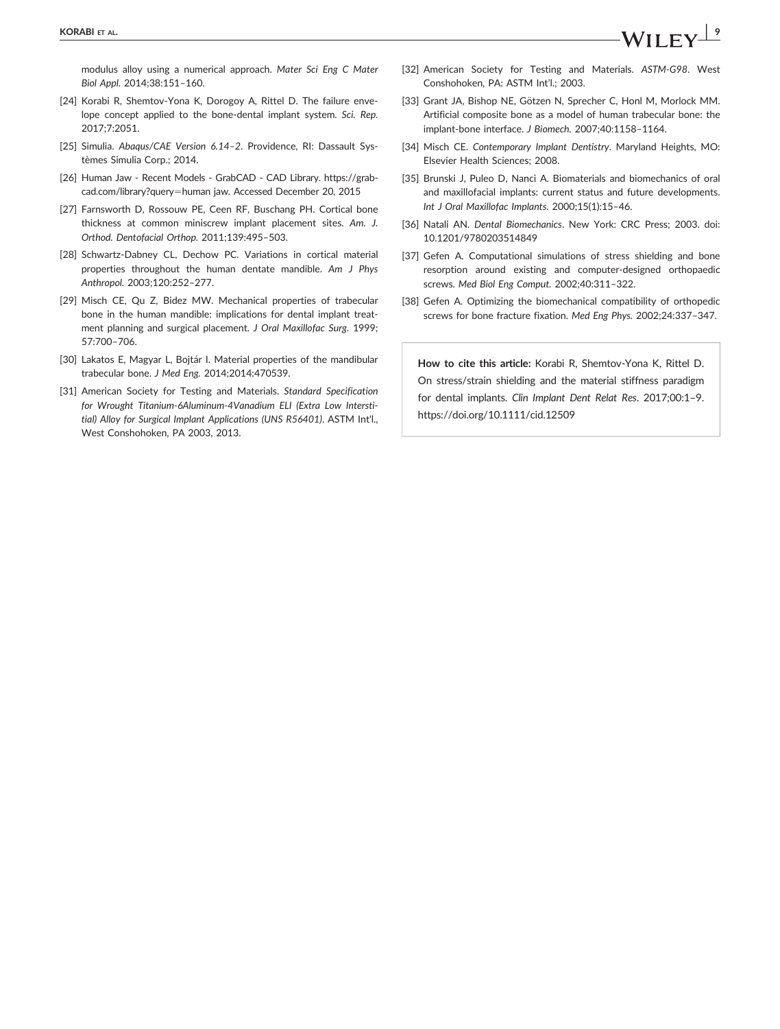modulus alloy using a numerical approach. *Mater Sci Eng C Mater Biol Appl.* 2014;38:151–160.

[24] Korabi R, Shemtov-Yona K, Dorogoy A, Rittel D. The failure envelope concept applied to the bone-dental implant system. *Sci. Rep.* 2017;7:2051.

[25] Simulia. *Abaqus/CAE Version 6.14–2*. Providence, RI: Dassault Systèmes Simulia Corp.; 2014.

[26] Human Jaw - Recent Models - GrabCAD - CAD Library. https://grabcad.com/library?query=human jaw. Accessed December 20, 2015

[27] Farnsworth D, Rossouw PE, Ceen RF, Buschang PH. Cortical bone thickness at common miniscrew implant placement sites. *Am. J. Orthod. Dentofacial Orthop.* 2011;139:495–503.

[28] Schwartz-Dabney CL, Dechow PC. Variations in cortical material properties throughout the human dentate mandible. *Am J Phys Anthropol.* 2003;120:252–277.

[29] Misch CE, Qu Z, Bidez MW. Mechanical properties of trabecular bone in the human mandible: implications for dental implant treatment planning and surgical placement. *J Oral Maxillofac Surg.* 1999; 57:700–706.

[30] Lakatos E, Magyar L, Bojtár I. Material properties of the mandibular trabecular bone. *J Med Eng.* 2014;2014:470539.

[31] American Society for Testing and Materials. *Standard Specification for Wrought Titanium-6Aluminum-4Vanadium ELI (Extra Low Interstitial) Alloy for Surgical Implant Applications (UNS R56401)*. ASTM Int'l., West Conshohoken, PA 2003, 2013.

[32] American Society for Testing and Materials. *ASTM-G98*. West Conshohoken, PA: ASTM Int'l.; 2003.

[33] Grant JA, Bishop NE, Götzen N, Sprecher C, Honl M, Morlock MM. Artificial composite bone as a model of human trabecular bone: the implant-bone interface. *J Biomech.* 2007;40:1158–1164.

[34] Misch CE. *Contemporary Implant Dentistry*. Maryland Heights, MO: Elsevier Health Sciences; 2008.

[35] Brunski J, Puleo D, Nanci A. Biomaterials and biomechanics of oral and maxillofacial implants: current status and future developments. *Int J Oral Maxillofac Implants*. 2000;15(1):15–46.

[36] Natali AN. *Dental Biomechanics*. New York: CRC Press; 2003. doi: 10.1201/9780203514849

[37] Gefen A. Computational simulations of stress shielding and bone resorption around existing and computer-designed orthopaedic screws. *Med Biol Eng Comput.* 2002;40:311–322.

[38] Gefen A. Optimizing the biomechanical compatibility of orthopedic screws for bone fracture fixation. *Med Eng Phys.* 2002;24:337–347.

**How to cite this article:** Korabi R, Shemtov-Yona K, Rittel D. On stress/strain shielding and the material stiffness paradigm for dental implants. *Clin Implant Dent Relat Res*. 2017;00:1–9. https://doi.org/10.1111/cid.12509